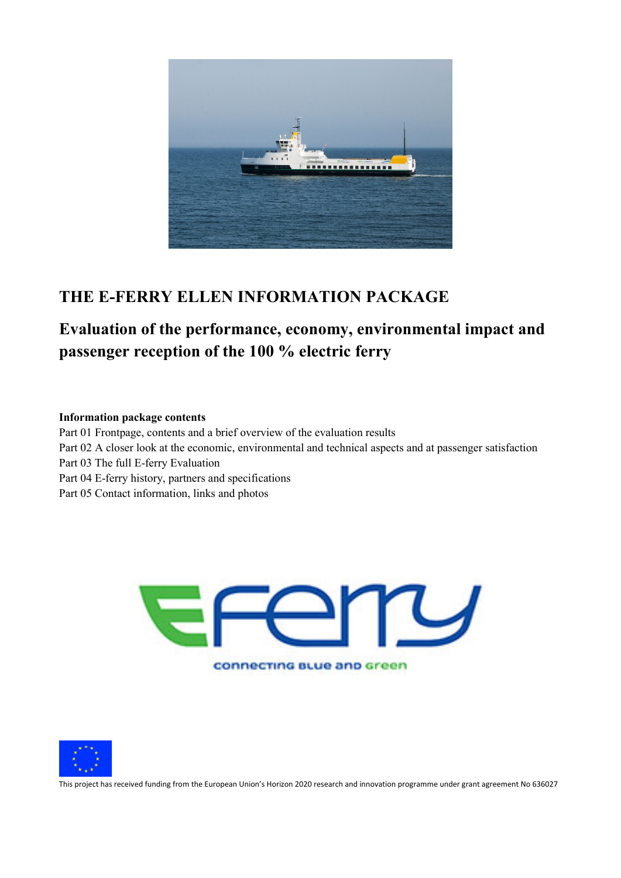# THE E-FERRY ELLEN INFORMATION PACKAGE

## Evaluation of the performance, economy, environmental impact and passenger reception of the 100 % electric ferry

**Information package contents**

Part 01 Frontpage, contents and a brief overview of the evaluation results
Part 02 A closer look at the economic, environmental and technical aspects and at passenger satisfaction
Part 03 The full E-ferry Evaluation
Part 04 E-ferry history, partners and specifications
Part 05 Contact information, links and photos

This project has received funding from the European Union's Horizon 2020 research and innovation programme under grant agreement No 636027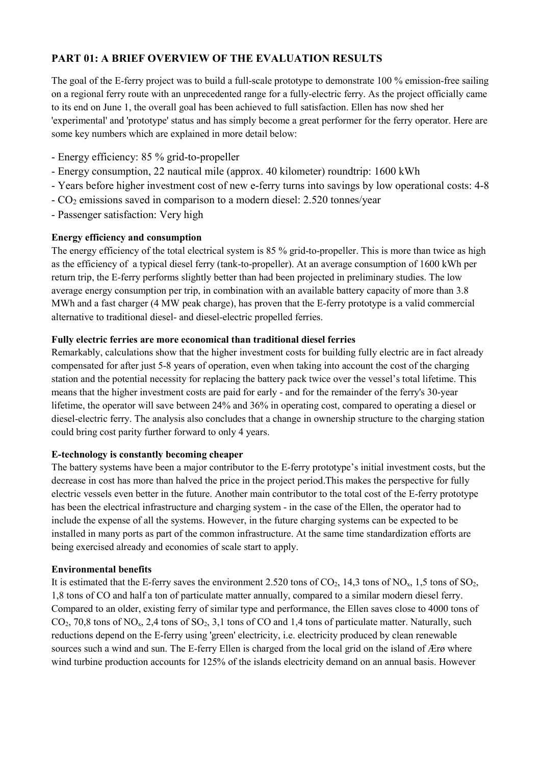## PART 01: A BRIEF OVERVIEW OF THE EVALUATION RESULTS

The goal of the E-ferry project was to build a full-scale prototype to demonstrate 100 % emission-free sailing on a regional ferry route with an unprecedented range for a fully-electric ferry. As the project officially came to its end on June 1, the overall goal has been achieved to full satisfaction. Ellen has now shed her 'experimental' and 'prototype' status and has simply become a great performer for the ferry operator. Here are some key numbers which are explained in more detail below:

- Energy efficiency: 85 % grid-to-propeller
- Energy consumption, 22 nautical mile (approx. 40 kilometer) roundtrip: 1600 kWh
- Years before higher investment cost of new e-ferry turns into savings by low operational costs: 4-8
- $CO_2$ emissions saved in comparison to a modern diesel: 2.520 tonnes/year
- Passenger satisfaction: Very high

**Energy efficiency and consumption**

The energy efficiency of the total electrical system is 85 % grid-to-propeller. This is more than twice as high as the efficiency of a typical diesel ferry (tank-to-propeller). At an average consumption of 1600 kWh per return trip, the E-ferry performs slightly better than had been projected in preliminary studies. The low average energy consumption per trip, in combination with an available battery capacity of more than 3.8 MWh and a fast charger (4 MW peak charge), has proven that the E-ferry prototype is a valid commercial alternative to traditional diesel- and diesel-electric propelled ferries.

**Fully electric ferries are more economical than traditional diesel ferries**

Remarkably, calculations show that the higher investment costs for building fully electric are in fact already compensated for after just 5-8 years of operation, even when taking into account the cost of the charging station and the potential necessity for replacing the battery pack twice over the vessel's total lifetime. This means that the higher investment costs are paid for early - and for the remainder of the ferry's 30-year lifetime, the operator will save between 24% and 36% in operating cost, compared to operating a diesel or diesel-electric ferry. The analysis also concludes that a change in ownership structure to the charging station could bring cost parity further forward to only 4 years.

**E-technology is constantly becoming cheaper**

The battery systems have been a major contributor to the E-ferry prototype's initial investment costs, but the decrease in cost has more than halved the price in the project period.This makes the perspective for fully electric vessels even better in the future. Another main contributor to the total cost of the E-ferry prototype has been the electrical infrastructure and charging system - in the case of the Ellen, the operator had to include the expense of all the systems. However, in the future charging systems can be expected to be installed in many ports as part of the common infrastructure. At the same time standardization efforts are being exercised already and economies of scale start to apply.

**Environmental benefits**

It is estimated that the E-ferry saves the environment 2.520 tons of $CO_2$, 14,3 tons of $NO_x$, 1,5 tons of $SO_2$, 1,8 tons of CO and half a ton of particulate matter annually, compared to a similar modern diesel ferry. Compared to an older, existing ferry of similar type and performance, the Ellen saves close to 4000 tons of $CO_2$, 70,8 tons of $NO_x$, 2,4 tons of $SO_2$, 3,1 tons of CO and 1,4 tons of particulate matter. Naturally, such reductions depend on the E-ferry using 'green' electricity, i.e. electricity produced by clean renewable sources such a wind and sun. The E-ferry Ellen is charged from the local grid on the island of Ærø where wind turbine production accounts for 125% of the islands electricity demand on an annual basis. However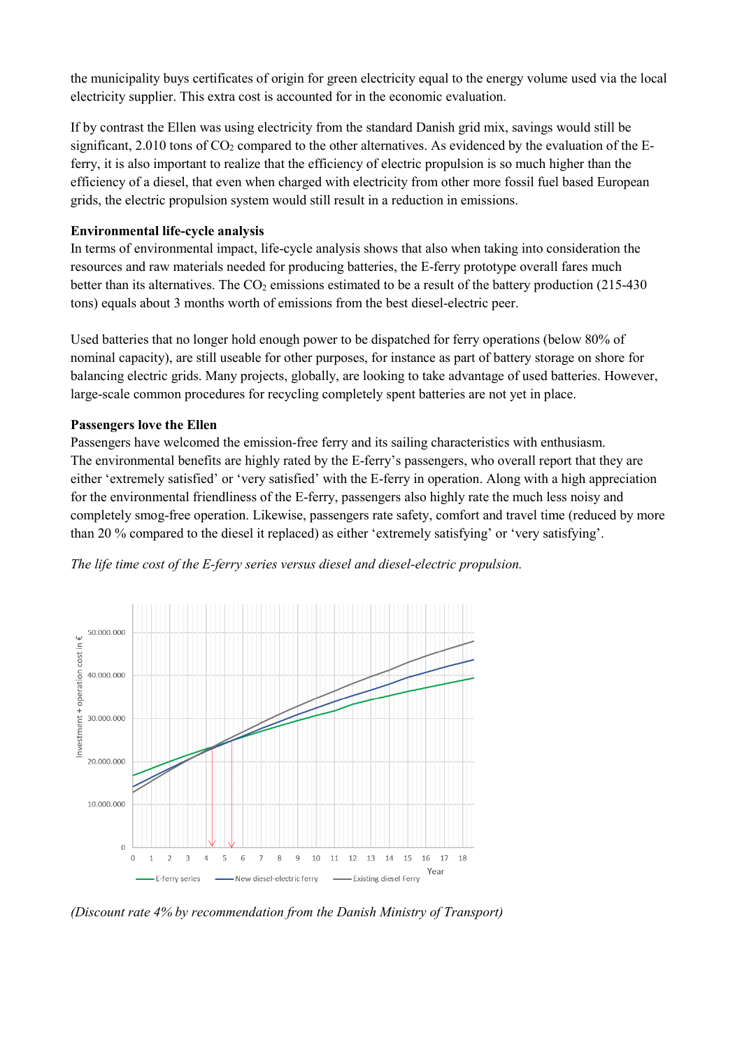the municipality buys certificates of origin for green electricity equal to the energy volume used via the local electricity supplier. This extra cost is accounted for in the economic evaluation.

If by contrast the Ellen was using electricity from the standard Danish grid mix, savings would still be significant, 2.010 tons of $CO_2$ compared to the other alternatives. As evidenced by the evaluation of the E-ferry, it is also important to realize that the efficiency of electric propulsion is so much higher than the efficiency of a diesel, that even when charged with electricity from other more fossil fuel based European grids, the electric propulsion system would still result in a reduction in emissions.

**Environmental life-cycle analysis**

In terms of environmental impact, life-cycle analysis shows that also when taking into consideration the resources and raw materials needed for producing batteries, the E-ferry prototype overall fares much better than its alternatives. The $CO_2$ emissions estimated to be a result of the battery production (215-430 tons) equals about 3 months worth of emissions from the best diesel-electric peer.

Used batteries that no longer hold enough power to be dispatched for ferry operations (below 80% of nominal capacity), are still useable for other purposes, for instance as part of battery storage on shore for balancing electric grids. Many projects, globally, are looking to take advantage of used batteries. However, large-scale common procedures for recycling completely spent batteries are not yet in place.

**Passengers love the Ellen**

Passengers have welcomed the emission-free ferry and its sailing characteristics with enthusiasm. The environmental benefits are highly rated by the E-ferry's passengers, who overall report that they are either 'extremely satisfied' or 'very satisfied' with the E-ferry in operation. Along with a high appreciation for the environmental friendliness of the E-ferry, passengers also highly rate the much less noisy and completely smog-free operation. Likewise, passengers rate safety, comfort and travel time (reduced by more than 20 % compared to the diesel it replaced) as either 'extremely satisfying' or 'very satisfying'.

*The life time cost of the E-ferry series versus diesel and diesel-electric propulsion.*

Investment + operation cost in €

50.000.000
40.000.000
30.000.000
20.000.000
10.000.000
0

0 1 2 3 4 5 6 7 8 9 10 11 12 13 14 15 16 17 18

Year

E-ferry series
New diesel-electric ferry
Existing diesel Ferry

*(Discount rate 4% by recommendation from the Danish Ministry of Transport)*